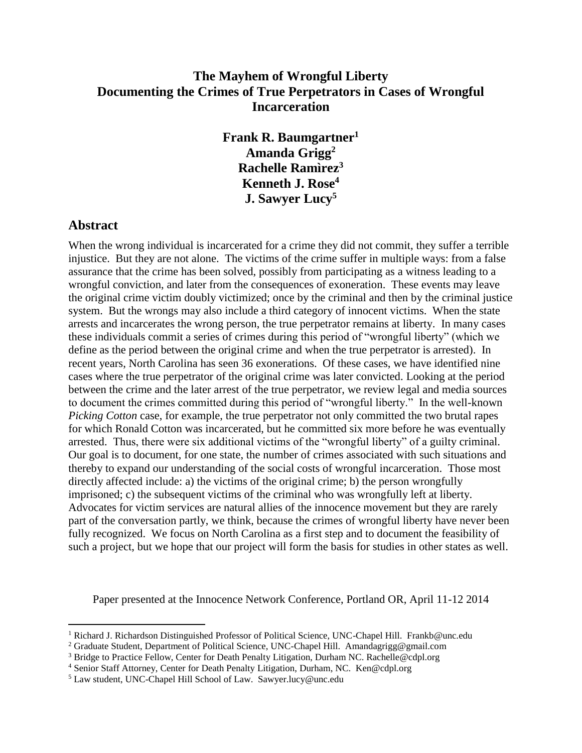# The Mayhem of Wrongful Liberty
# Documenting the Crimes of True Perpetrators in Cases of Wrongful Incarceration

**Frank R. Baumgartner[1]**
**Amanda Grigg[2]**
**Rachelle Ramìrez[3]**
**Kenneth J. Rose[4]**
**J. Sawyer Lucy[5]**

## Abstract

When the wrong individual is incarcerated for a crime they did not commit, they suffer a terrible injustice. But they are not alone. The victims of the crime suffer in multiple ways: from a false assurance that the crime has been solved, possibly from participating as a witness leading to a wrongful conviction, and later from the consequences of exoneration. These events may leave the original crime victim doubly victimized; once by the criminal and then by the criminal justice system. But the wrongs may also include a third category of innocent victims. When the state arrests and incarcerates the wrong person, the true perpetrator remains at liberty. In many cases these individuals commit a series of crimes during this period of "wrongful liberty" (which we define as the period between the original crime and when the true perpetrator is arrested). In recent years, North Carolina has seen 36 exonerations. Of these cases, we have identified nine cases where the true perpetrator of the original crime was later convicted. Looking at the period between the crime and the later arrest of the true perpetrator, we review legal and media sources to document the crimes committed during this period of "wrongful liberty." In the well-known *Picking Cotton* case, for example, the true perpetrator not only committed the two brutal rapes for which Ronald Cotton was incarcerated, but he committed six more before he was eventually arrested. Thus, there were six additional victims of the "wrongful liberty" of a guilty criminal. Our goal is to document, for one state, the number of crimes associated with such situations and thereby to expand our understanding of the social costs of wrongful incarceration. Those most directly affected include: a) the victims of the original crime; b) the person wrongfully imprisoned; c) the subsequent victims of the criminal who was wrongfully left at liberty. Advocates for victim services are natural allies of the innocence movement but they are rarely part of the conversation partly, we think, because the crimes of wrongful liberty have never been fully recognized. We focus on North Carolina as a first step and to document the feasibility of such a project, but we hope that our project will form the basis for studies in other states as well.

Paper presented at the Innocence Network Conference, Portland OR, April 11-12 2014

---

[1] Richard J. Richardson Distinguished Professor of Political Science, UNC-Chapel Hill. Frankb@unc.edu

[2] Graduate Student, Department of Political Science, UNC-Chapel Hill. Amandagrigg@gmail.com

[3] Bridge to Practice Fellow, Center for Death Penalty Litigation, Durham NC. Rachelle@cdpl.org

[4] Senior Staff Attorney, Center for Death Penalty Litigation, Durham, NC. Ken@cdpl.org

[5] Law student, UNC-Chapel Hill School of Law. Sawyer.lucy@unc.edu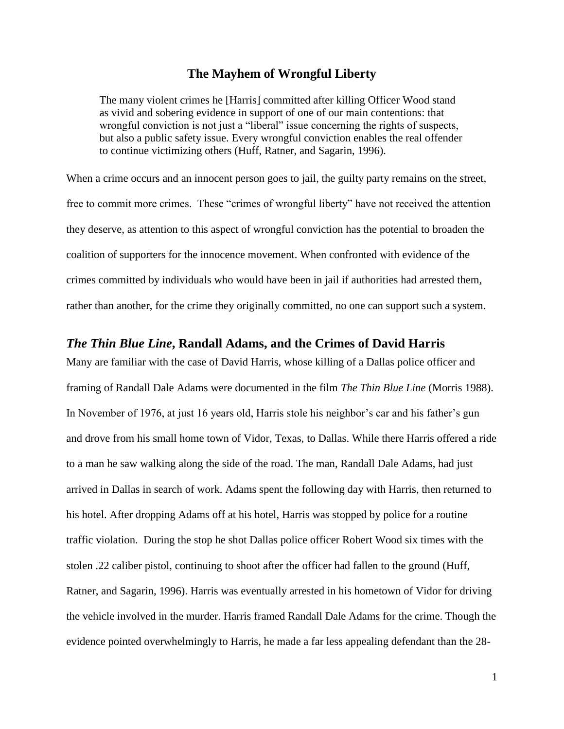# The Mayhem of Wrongful Liberty

> The many violent crimes he [Harris] committed after killing Officer Wood stand as vivid and sobering evidence in support of one of our main contentions: that wrongful conviction is not just a "liberal" issue concerning the rights of suspects, but also a public safety issue. Every wrongful conviction enables the real offender to continue victimizing others (Huff, Ratner, and Sagarin, 1996).

When a crime occurs and an innocent person goes to jail, the guilty party remains on the street, free to commit more crimes. These "crimes of wrongful liberty" have not received the attention they deserve, as attention to this aspect of wrongful conviction has the potential to broaden the coalition of supporters for the innocence movement. When confronted with evidence of the crimes committed by individuals who would have been in jail if authorities had arrested them, rather than another, for the crime they originally committed, no one can support such a system.

## *The Thin Blue Line*, Randall Adams, and the Crimes of David Harris

Many are familiar with the case of David Harris, whose killing of a Dallas police officer and framing of Randall Dale Adams were documented in the film *The Thin Blue Line* (Morris 1988). In November of 1976, at just 16 years old, Harris stole his neighbor's car and his father's gun and drove from his small home town of Vidor, Texas, to Dallas. While there Harris offered a ride to a man he saw walking along the side of the road. The man, Randall Dale Adams, had just arrived in Dallas in search of work. Adams spent the following day with Harris, then returned to his hotel. After dropping Adams off at his hotel, Harris was stopped by police for a routine traffic violation. During the stop he shot Dallas police officer Robert Wood six times with the stolen .22 caliber pistol, continuing to shoot after the officer had fallen to the ground (Huff, Ratner, and Sagarin, 1996). Harris was eventually arrested in his hometown of Vidor for driving the vehicle involved in the murder. Harris framed Randall Dale Adams for the crime. Though the evidence pointed overwhelmingly to Harris, he made a far less appealing defendant than the 28-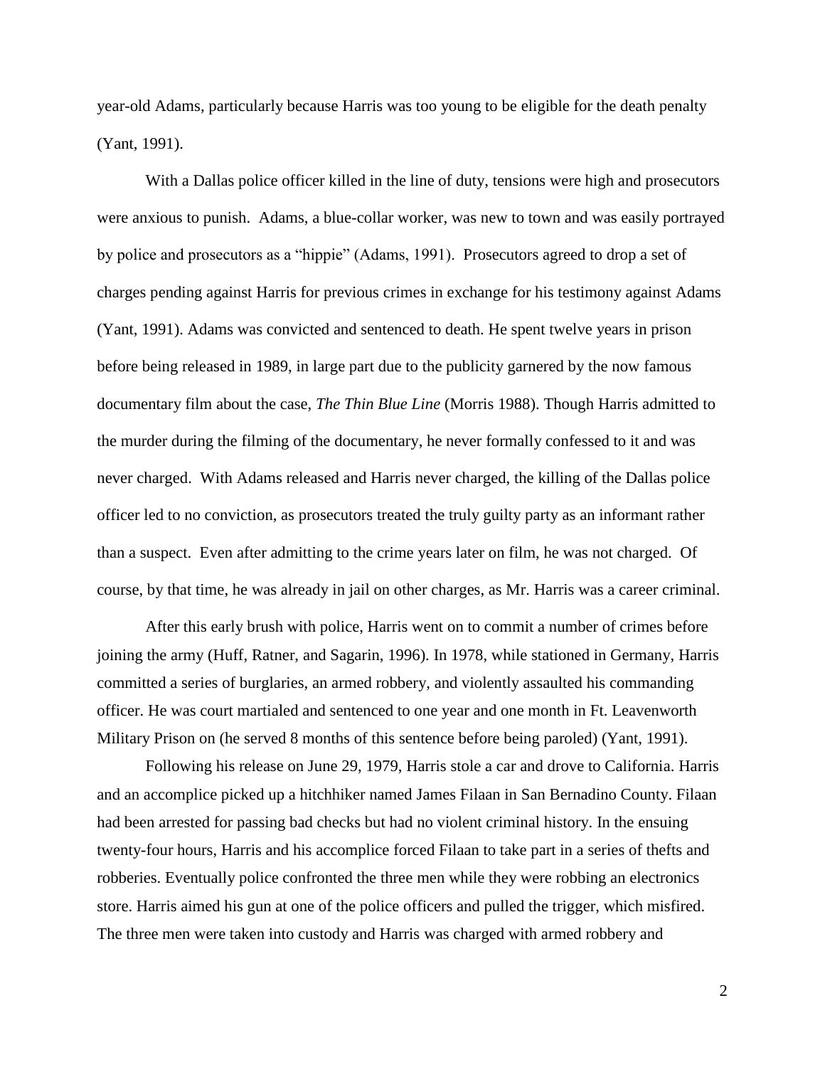year-old Adams, particularly because Harris was too young to be eligible for the death penalty (Yant, 1991).

With a Dallas police officer killed in the line of duty, tensions were high and prosecutors were anxious to punish. Adams, a blue-collar worker, was new to town and was easily portrayed by police and prosecutors as a "hippie" (Adams, 1991). Prosecutors agreed to drop a set of charges pending against Harris for previous crimes in exchange for his testimony against Adams (Yant, 1991). Adams was convicted and sentenced to death. He spent twelve years in prison before being released in 1989, in large part due to the publicity garnered by the now famous documentary film about the case, *The Thin Blue Line* (Morris 1988). Though Harris admitted to the murder during the filming of the documentary, he never formally confessed to it and was never charged. With Adams released and Harris never charged, the killing of the Dallas police officer led to no conviction, as prosecutors treated the truly guilty party as an informant rather than a suspect. Even after admitting to the crime years later on film, he was not charged. Of course, by that time, he was already in jail on other charges, as Mr. Harris was a career criminal.

After this early brush with police, Harris went on to commit a number of crimes before joining the army (Huff, Ratner, and Sagarin, 1996). In 1978, while stationed in Germany, Harris committed a series of burglaries, an armed robbery, and violently assaulted his commanding officer. He was court martialed and sentenced to one year and one month in Ft. Leavenworth Military Prison on (he served 8 months of this sentence before being paroled) (Yant, 1991).

Following his release on June 29, 1979, Harris stole a car and drove to California. Harris and an accomplice picked up a hitchhiker named James Filaan in San Bernadino County. Filaan had been arrested for passing bad checks but had no violent criminal history. In the ensuing twenty-four hours, Harris and his accomplice forced Filaan to take part in a series of thefts and robberies. Eventually police confronted the three men while they were robbing an electronics store. Harris aimed his gun at one of the police officers and pulled the trigger, which misfired. The three men were taken into custody and Harris was charged with armed robbery and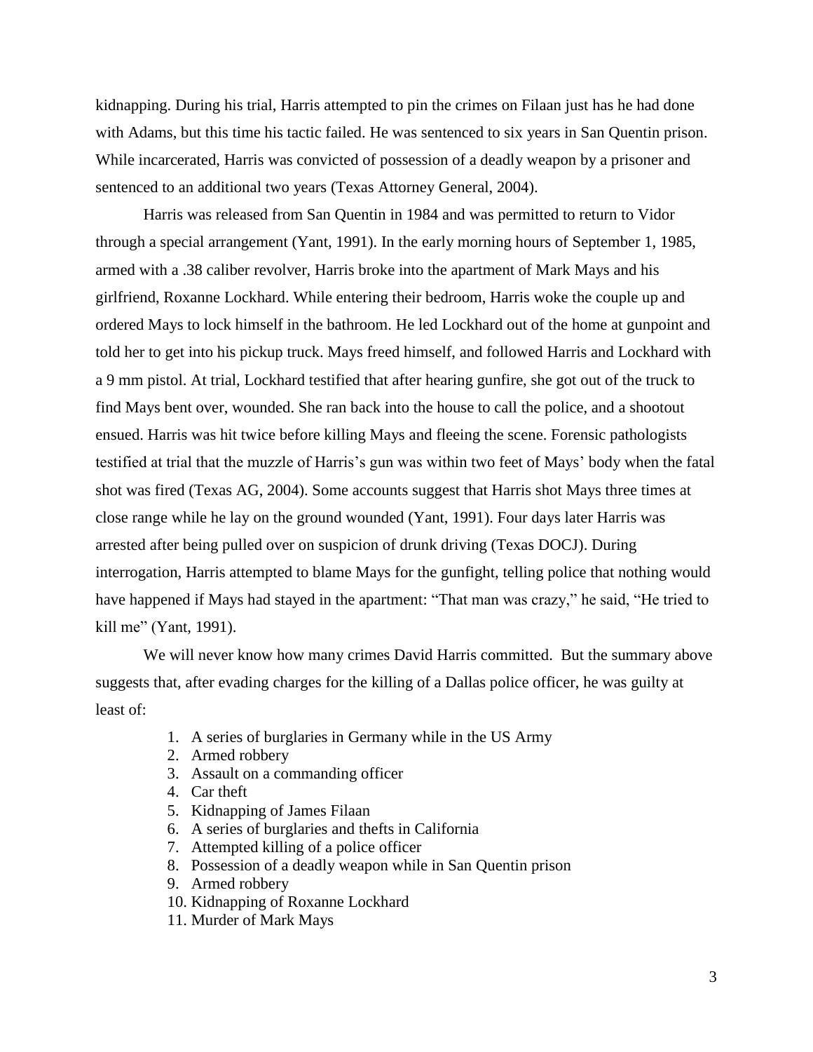kidnapping. During his trial, Harris attempted to pin the crimes on Filaan just has he had done with Adams, but this time his tactic failed. He was sentenced to six years in San Quentin prison. While incarcerated, Harris was convicted of possession of a deadly weapon by a prisoner and sentenced to an additional two years (Texas Attorney General, 2004).

Harris was released from San Quentin in 1984 and was permitted to return to Vidor through a special arrangement (Yant, 1991). In the early morning hours of September 1, 1985, armed with a .38 caliber revolver, Harris broke into the apartment of Mark Mays and his girlfriend, Roxanne Lockhard. While entering their bedroom, Harris woke the couple up and ordered Mays to lock himself in the bathroom. He led Lockhard out of the home at gunpoint and told her to get into his pickup truck. Mays freed himself, and followed Harris and Lockhard with a 9 mm pistol. At trial, Lockhard testified that after hearing gunfire, she got out of the truck to find Mays bent over, wounded. She ran back into the house to call the police, and a shootout ensued. Harris was hit twice before killing Mays and fleeing the scene. Forensic pathologists testified at trial that the muzzle of Harris's gun was within two feet of Mays' body when the fatal shot was fired (Texas AG, 2004). Some accounts suggest that Harris shot Mays three times at close range while he lay on the ground wounded (Yant, 1991). Four days later Harris was arrested after being pulled over on suspicion of drunk driving (Texas DOCJ). During interrogation, Harris attempted to blame Mays for the gunfight, telling police that nothing would have happened if Mays had stayed in the apartment: "That man was crazy," he said, "He tried to kill me" (Yant, 1991).

We will never know how many crimes David Harris committed. But the summary above suggests that, after evading charges for the killing of a Dallas police officer, he was guilty at least of:

1. A series of burglaries in Germany while in the US Army
2. Armed robbery
3. Assault on a commanding officer
4. Car theft
5. Kidnapping of James Filaan
6. A series of burglaries and thefts in California
7. Attempted killing of a police officer
8. Possession of a deadly weapon while in San Quentin prison
9. Armed robbery
10. Kidnapping of Roxanne Lockhard
11. Murder of Mark Mays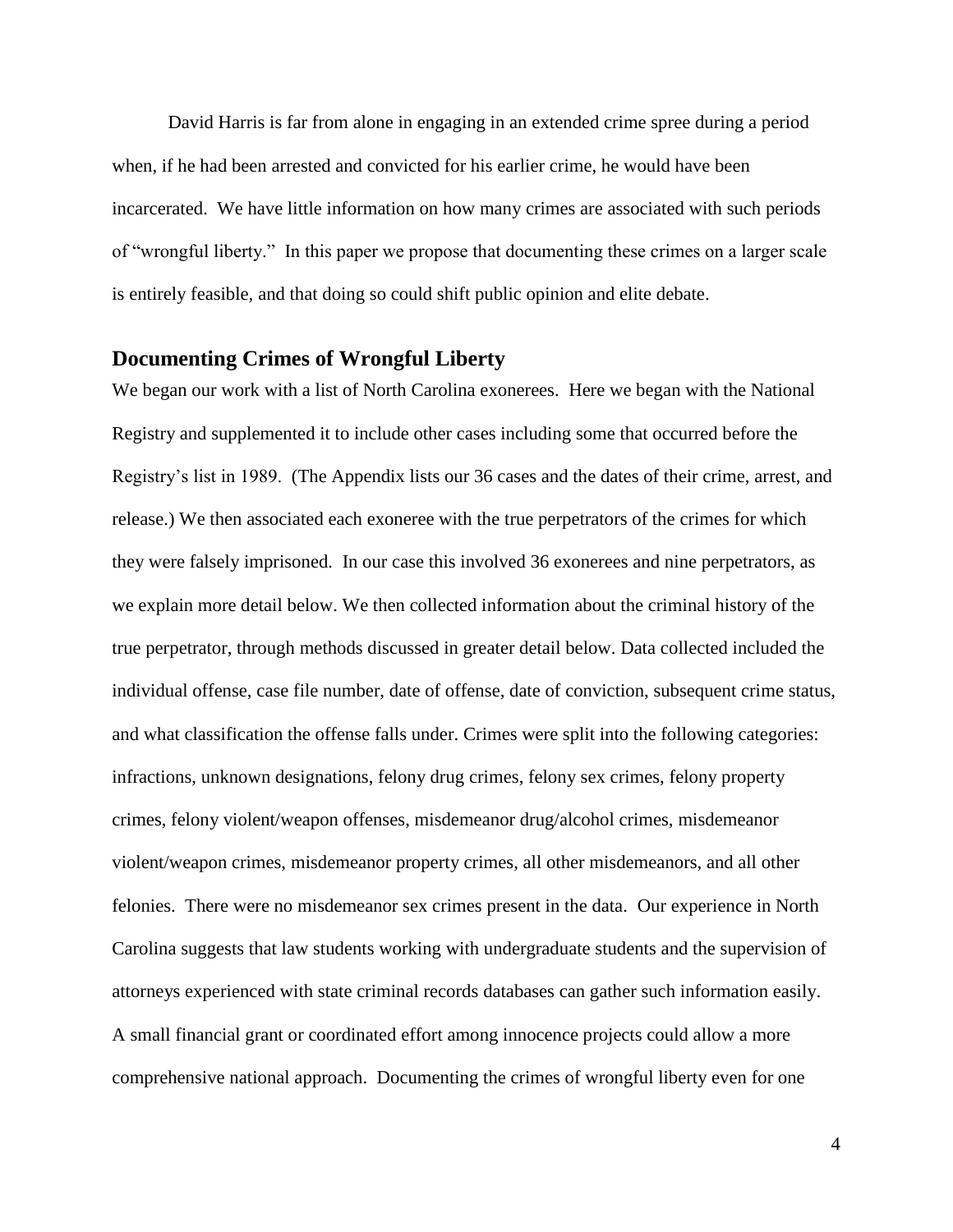David Harris is far from alone in engaging in an extended crime spree during a period when, if he had been arrested and convicted for his earlier crime, he would have been incarcerated. We have little information on how many crimes are associated with such periods of "wrongful liberty." In this paper we propose that documenting these crimes on a larger scale is entirely feasible, and that doing so could shift public opinion and elite debate.

## Documenting Crimes of Wrongful Liberty

We began our work with a list of North Carolina exonerees. Here we began with the National Registry and supplemented it to include other cases including some that occurred before the Registry's list in 1989. (The Appendix lists our 36 cases and the dates of their crime, arrest, and release.) We then associated each exoneree with the true perpetrators of the crimes for which they were falsely imprisoned. In our case this involved 36 exonerees and nine perpetrators, as we explain more detail below. We then collected information about the criminal history of the true perpetrator, through methods discussed in greater detail below. Data collected included the individual offense, case file number, date of offense, date of conviction, subsequent crime status, and what classification the offense falls under. Crimes were split into the following categories: infractions, unknown designations, felony drug crimes, felony sex crimes, felony property crimes, felony violent/weapon offenses, misdemeanor drug/alcohol crimes, misdemeanor violent/weapon crimes, misdemeanor property crimes, all other misdemeanors, and all other felonies. There were no misdemeanor sex crimes present in the data. Our experience in North Carolina suggests that law students working with undergraduate students and the supervision of attorneys experienced with state criminal records databases can gather such information easily. A small financial grant or coordinated effort among innocence projects could allow a more comprehensive national approach. Documenting the crimes of wrongful liberty even for one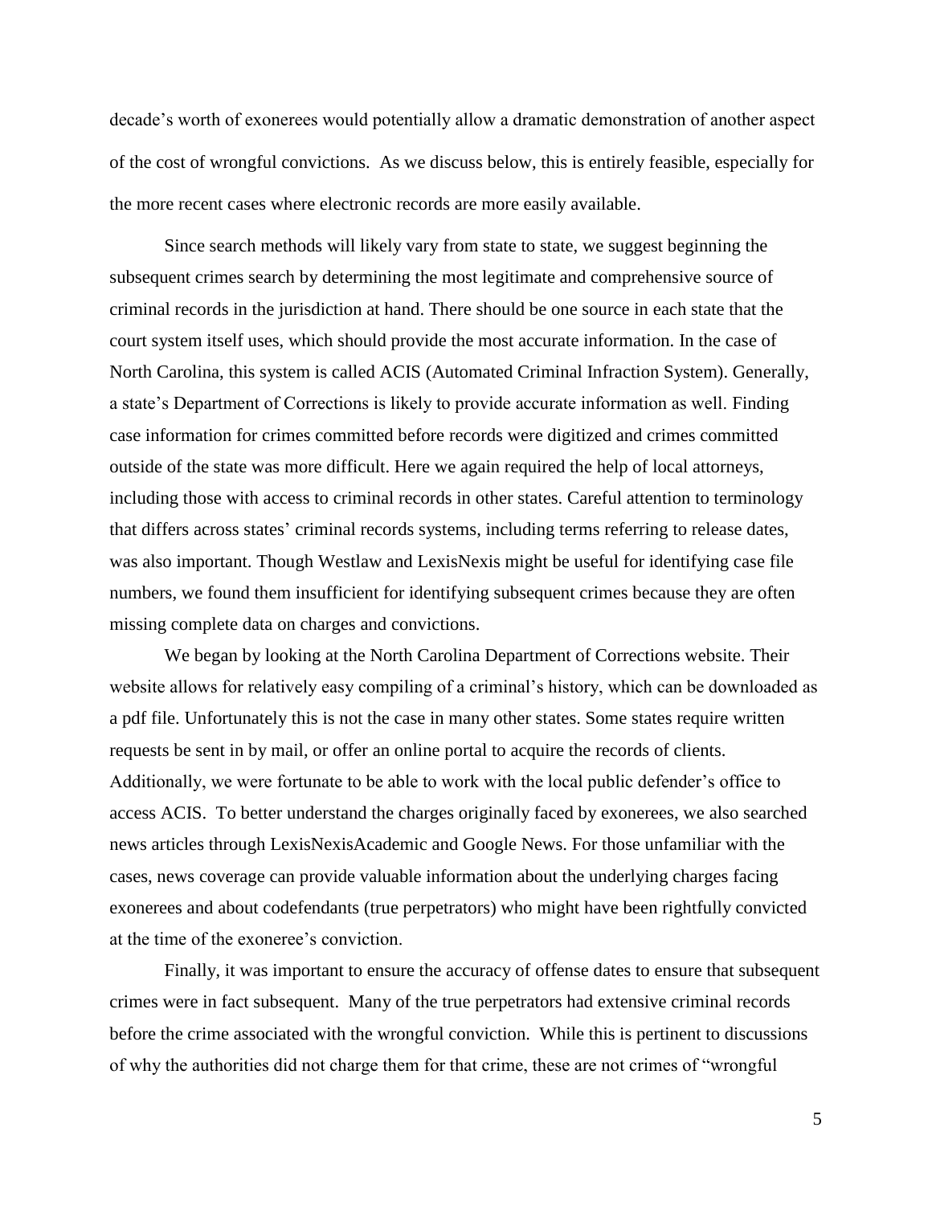decade's worth of exonerees would potentially allow a dramatic demonstration of another aspect of the cost of wrongful convictions. As we discuss below, this is entirely feasible, especially for the more recent cases where electronic records are more easily available.

Since search methods will likely vary from state to state, we suggest beginning the subsequent crimes search by determining the most legitimate and comprehensive source of criminal records in the jurisdiction at hand. There should be one source in each state that the court system itself uses, which should provide the most accurate information. In the case of North Carolina, this system is called ACIS (Automated Criminal Infraction System). Generally, a state's Department of Corrections is likely to provide accurate information as well. Finding case information for crimes committed before records were digitized and crimes committed outside of the state was more difficult. Here we again required the help of local attorneys, including those with access to criminal records in other states. Careful attention to terminology that differs across states' criminal records systems, including terms referring to release dates, was also important. Though Westlaw and LexisNexis might be useful for identifying case file numbers, we found them insufficient for identifying subsequent crimes because they are often missing complete data on charges and convictions.

We began by looking at the North Carolina Department of Corrections website. Their website allows for relatively easy compiling of a criminal's history, which can be downloaded as a pdf file. Unfortunately this is not the case in many other states. Some states require written requests be sent in by mail, or offer an online portal to acquire the records of clients. Additionally, we were fortunate to be able to work with the local public defender's office to access ACIS. To better understand the charges originally faced by exonerees, we also searched news articles through LexisNexisAcademic and Google News. For those unfamiliar with the cases, news coverage can provide valuable information about the underlying charges facing exonerees and about codefendants (true perpetrators) who might have been rightfully convicted at the time of the exoneree's conviction.

Finally, it was important to ensure the accuracy of offense dates to ensure that subsequent crimes were in fact subsequent. Many of the true perpetrators had extensive criminal records before the crime associated with the wrongful conviction. While this is pertinent to discussions of why the authorities did not charge them for that crime, these are not crimes of "wrongful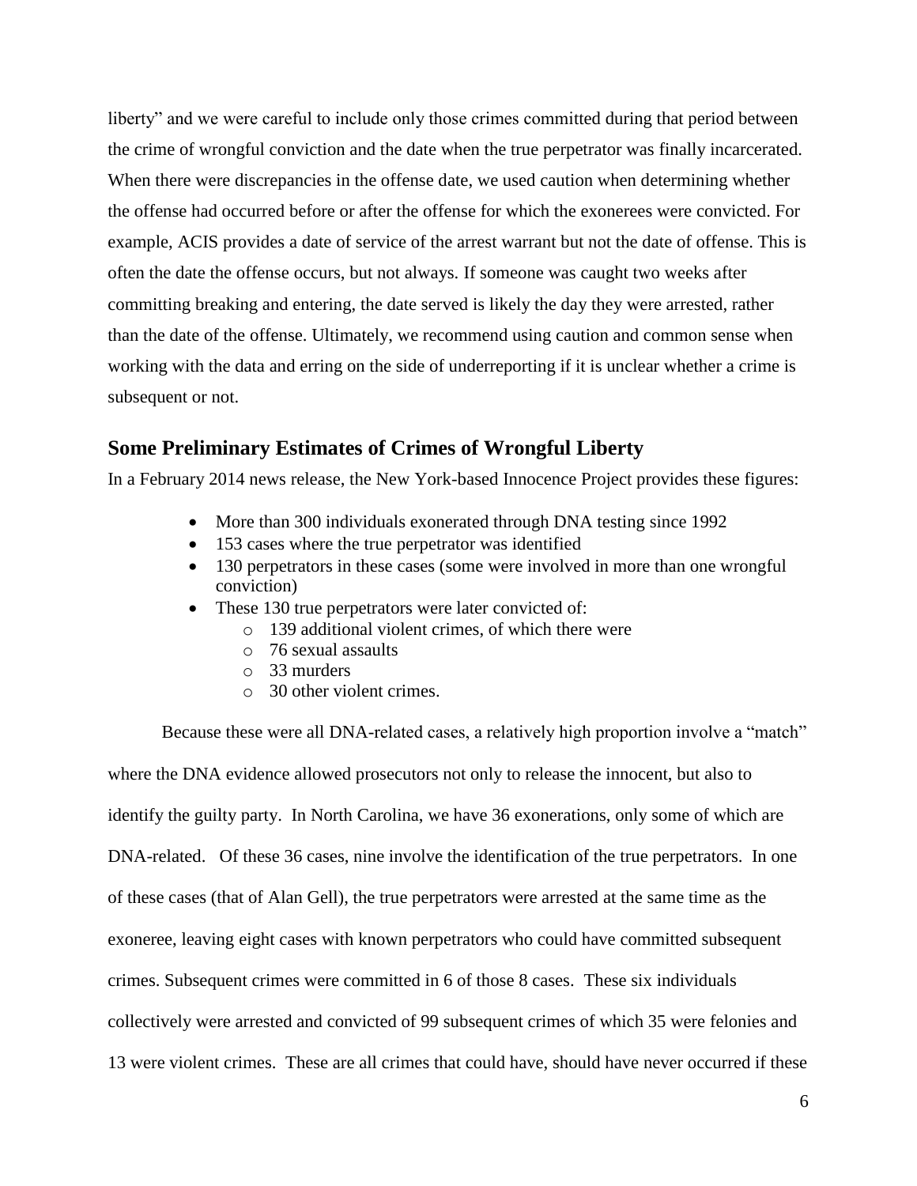liberty" and we were careful to include only those crimes committed during that period between the crime of wrongful conviction and the date when the true perpetrator was finally incarcerated. When there were discrepancies in the offense date, we used caution when determining whether the offense had occurred before or after the offense for which the exonerees were convicted. For example, ACIS provides a date of service of the arrest warrant but not the date of offense. This is often the date the offense occurs, but not always. If someone was caught two weeks after committing breaking and entering, the date served is likely the day they were arrested, rather than the date of the offense. Ultimately, we recommend using caution and common sense when working with the data and erring on the side of underreporting if it is unclear whether a crime is subsequent or not.

## Some Preliminary Estimates of Crimes of Wrongful Liberty

In a February 2014 news release, the New York-based Innocence Project provides these figures:

- More than 300 individuals exonerated through DNA testing since 1992
- 153 cases where the true perpetrator was identified
- 130 perpetrators in these cases (some were involved in more than one wrongful conviction)
- These 130 true perpetrators were later convicted of:
  - 139 additional violent crimes, of which there were
  - 76 sexual assaults
  - 33 murders
  - 30 other violent crimes.

Because these were all DNA-related cases, a relatively high proportion involve a "match" where the DNA evidence allowed prosecutors not only to release the innocent, but also to identify the guilty party. In North Carolina, we have 36 exonerations, only some of which are DNA-related. Of these 36 cases, nine involve the identification of the true perpetrators. In one of these cases (that of Alan Gell), the true perpetrators were arrested at the same time as the exoneree, leaving eight cases with known perpetrators who could have committed subsequent crimes. Subsequent crimes were committed in 6 of those 8 cases. These six individuals collectively were arrested and convicted of 99 subsequent crimes of which 35 were felonies and 13 were violent crimes. These are all crimes that could have, should have never occurred if these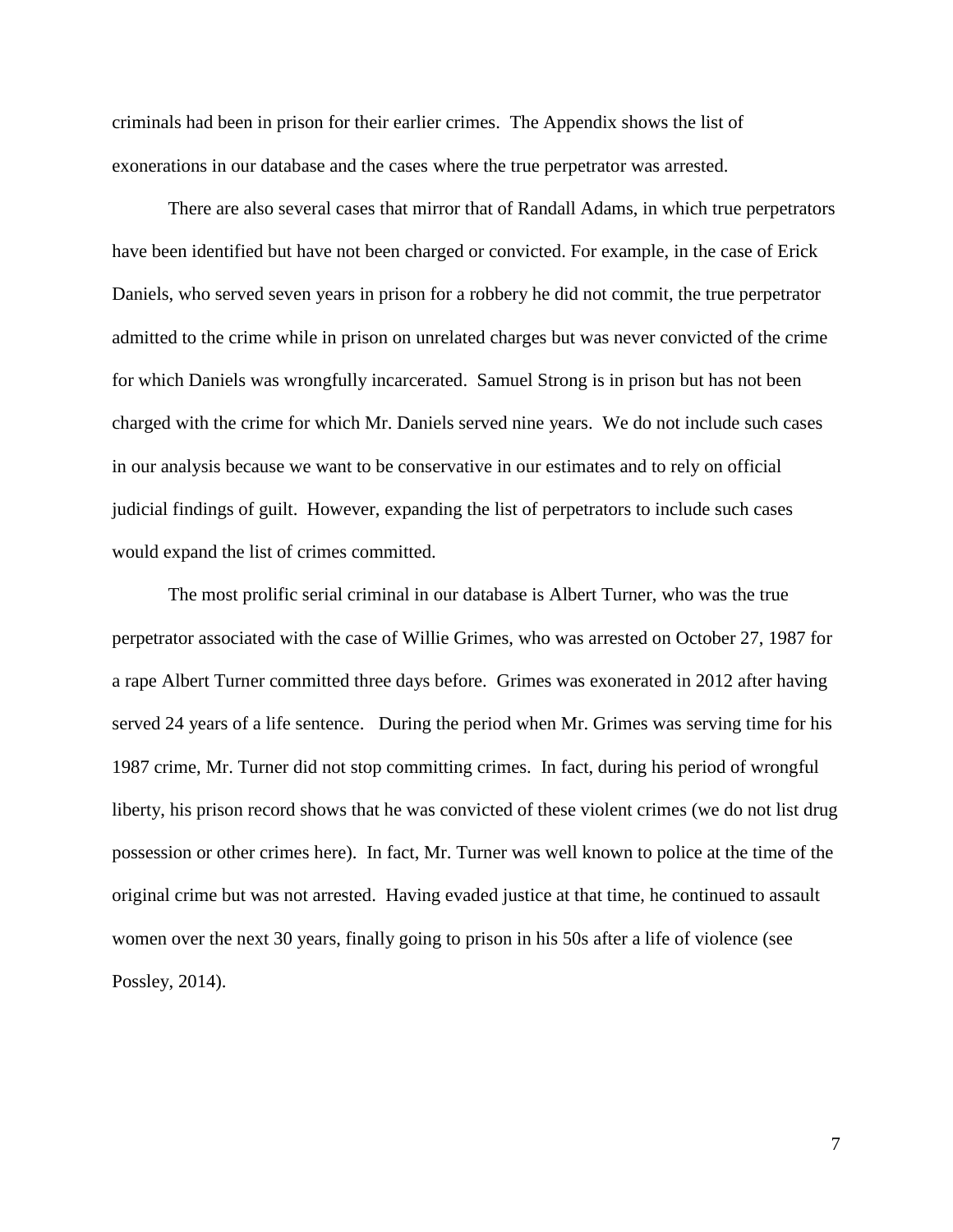criminals had been in prison for their earlier crimes. The Appendix shows the list of exonerations in our database and the cases where the true perpetrator was arrested.

There are also several cases that mirror that of Randall Adams, in which true perpetrators have been identified but have not been charged or convicted. For example, in the case of Erick Daniels, who served seven years in prison for a robbery he did not commit, the true perpetrator admitted to the crime while in prison on unrelated charges but was never convicted of the crime for which Daniels was wrongfully incarcerated. Samuel Strong is in prison but has not been charged with the crime for which Mr. Daniels served nine years. We do not include such cases in our analysis because we want to be conservative in our estimates and to rely on official judicial findings of guilt. However, expanding the list of perpetrators to include such cases would expand the list of crimes committed.

The most prolific serial criminal in our database is Albert Turner, who was the true perpetrator associated with the case of Willie Grimes, who was arrested on October 27, 1987 for a rape Albert Turner committed three days before. Grimes was exonerated in 2012 after having served 24 years of a life sentence. During the period when Mr. Grimes was serving time for his 1987 crime, Mr. Turner did not stop committing crimes. In fact, during his period of wrongful liberty, his prison record shows that he was convicted of these violent crimes (we do not list drug possession or other crimes here). In fact, Mr. Turner was well known to police at the time of the original crime but was not arrested. Having evaded justice at that time, he continued to assault women over the next 30 years, finally going to prison in his 50s after a life of violence (see Possley, 2014).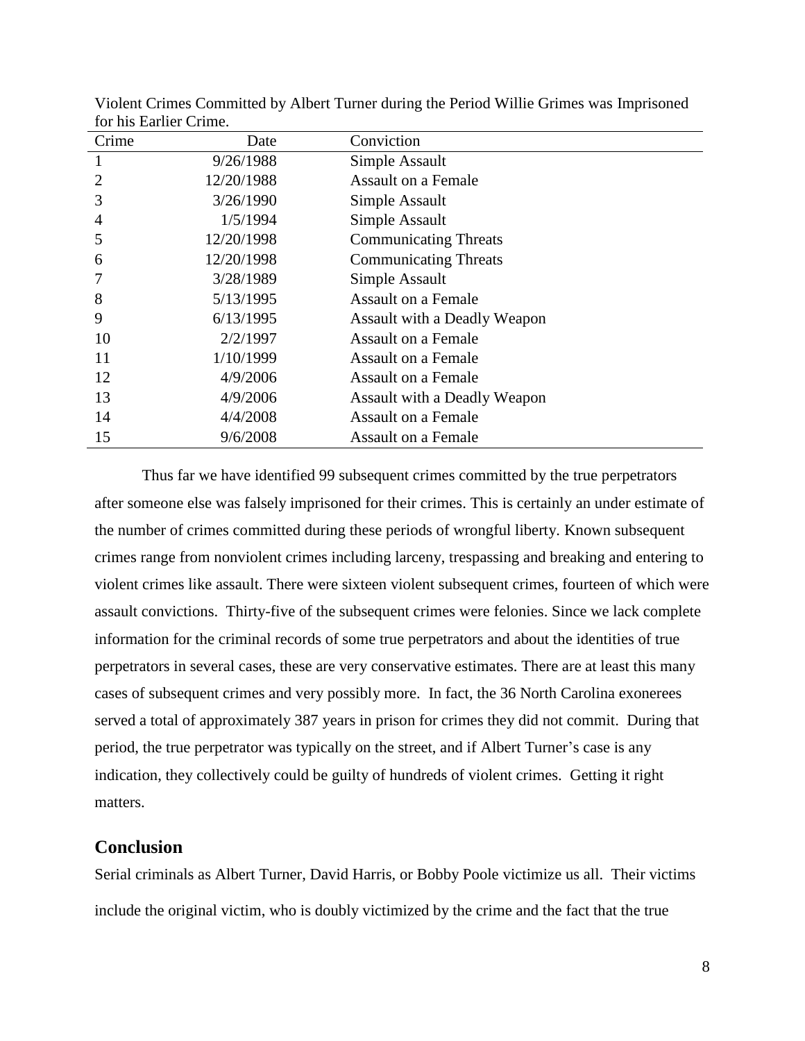Violent Crimes Committed by Albert Turner during the Period Willie Grimes was Imprisoned for his Earlier Crime.

| Crime | Date | Conviction |
|---|---|---|
| 1 | 9/26/1988 | Simple Assault |
| 2 | 12/20/1988 | Assault on a Female |
| 3 | 3/26/1990 | Simple Assault |
| 4 | 1/5/1994 | Simple Assault |
| 5 | 12/20/1998 | Communicating Threats |
| 6 | 12/20/1998 | Communicating Threats |
| 7 | 3/28/1989 | Simple Assault |
| 8 | 5/13/1995 | Assault on a Female |
| 9 | 6/13/1995 | Assault with a Deadly Weapon |
| 10 | 2/2/1997 | Assault on a Female |
| 11 | 1/10/1999 | Assault on a Female |
| 12 | 4/9/2006 | Assault on a Female |
| 13 | 4/9/2006 | Assault with a Deadly Weapon |
| 14 | 4/4/2008 | Assault on a Female |
| 15 | 9/6/2008 | Assault on a Female |

Thus far we have identified 99 subsequent crimes committed by the true perpetrators after someone else was falsely imprisoned for their crimes. This is certainly an under estimate of the number of crimes committed during these periods of wrongful liberty. Known subsequent crimes range from nonviolent crimes including larceny, trespassing and breaking and entering to violent crimes like assault. There were sixteen violent subsequent crimes, fourteen of which were assault convictions. Thirty-five of the subsequent crimes were felonies. Since we lack complete information for the criminal records of some true perpetrators and about the identities of true perpetrators in several cases, these are very conservative estimates. There are at least this many cases of subsequent crimes and very possibly more. In fact, the 36 North Carolina exonerees served a total of approximately 387 years in prison for crimes they did not commit. During that period, the true perpetrator was typically on the street, and if Albert Turner's case is any indication, they collectively could be guilty of hundreds of violent crimes. Getting it right matters.

## Conclusion

Serial criminals as Albert Turner, David Harris, or Bobby Poole victimize us all. Their victims include the original victim, who is doubly victimized by the crime and the fact that the true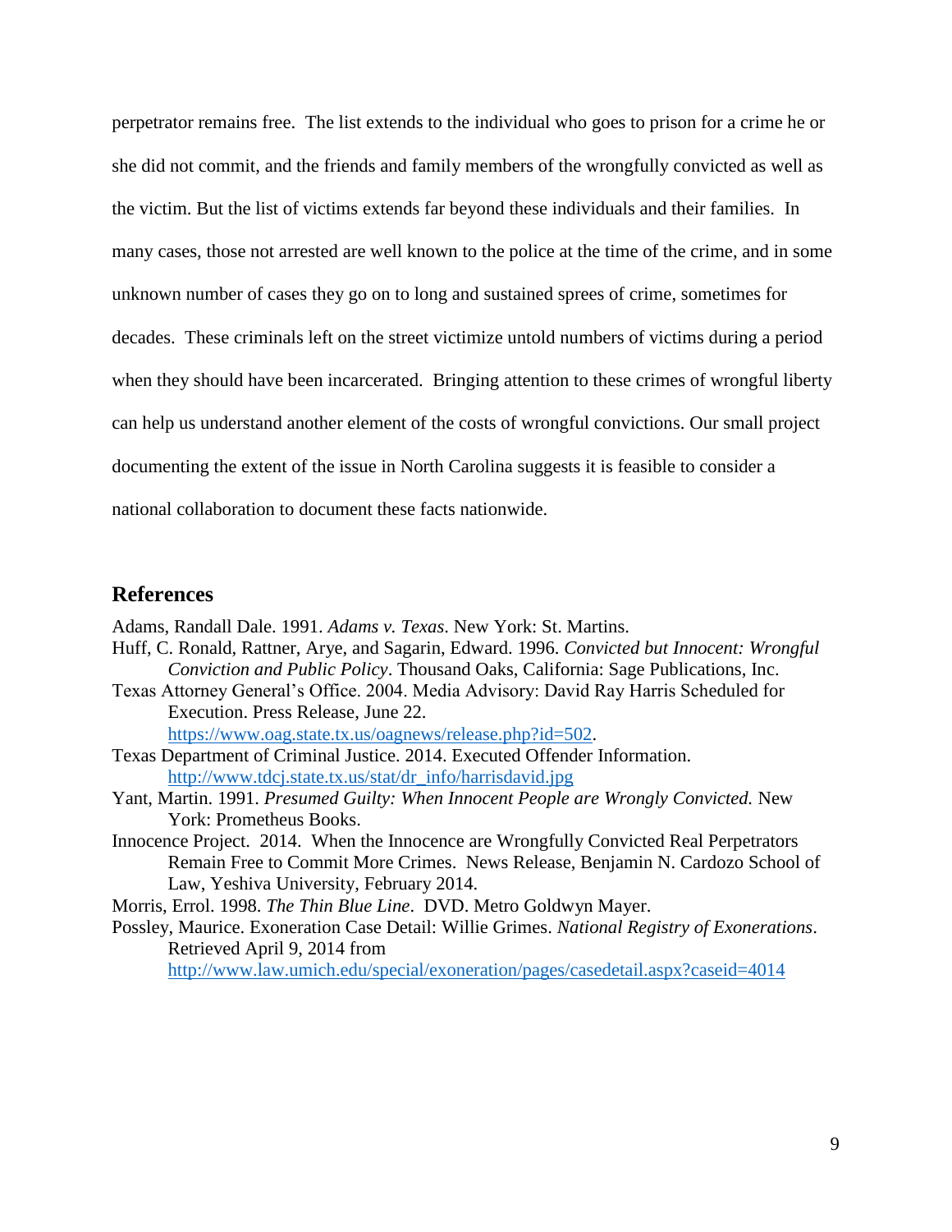perpetrator remains free. The list extends to the individual who goes to prison for a crime he or she did not commit, and the friends and family members of the wrongfully convicted as well as the victim. But the list of victims extends far beyond these individuals and their families. In many cases, those not arrested are well known to the police at the time of the crime, and in some unknown number of cases they go on to long and sustained sprees of crime, sometimes for decades. These criminals left on the street victimize untold numbers of victims during a period when they should have been incarcerated. Bringing attention to these crimes of wrongful liberty can help us understand another element of the costs of wrongful convictions. Our small project documenting the extent of the issue in North Carolina suggests it is feasible to consider a national collaboration to document these facts nationwide.

## References

Adams, Randall Dale. 1991. *Adams v. Texas*. New York: St. Martins.

Huff, C. Ronald, Rattner, Arye, and Sagarin, Edward. 1996. *Convicted but Innocent: Wrongful Conviction and Public Policy*. Thousand Oaks, California: Sage Publications, Inc.

Texas Attorney General's Office. 2004. Media Advisory: David Ray Harris Scheduled for Execution. Press Release, June 22. https://www.oag.state.tx.us/oagnews/release.php?id=502.

Texas Department of Criminal Justice. 2014. Executed Offender Information. http://www.tdcj.state.tx.us/stat/dr_info/harrisdavid.jpg

Yant, Martin. 1991. *Presumed Guilty: When Innocent People are Wrongly Convicted.* New York: Prometheus Books.

Innocence Project. 2014. When the Innocence are Wrongfully Convicted Real Perpetrators Remain Free to Commit More Crimes. News Release, Benjamin N. Cardozo School of Law, Yeshiva University, February 2014.

Morris, Errol. 1998. *The Thin Blue Line*. DVD. Metro Goldwyn Mayer.

Possley, Maurice. Exoneration Case Detail: Willie Grimes. *National Registry of Exonerations*. Retrieved April 9, 2014 from http://www.law.umich.edu/special/exoneration/pages/casedetail.aspx?caseid=4014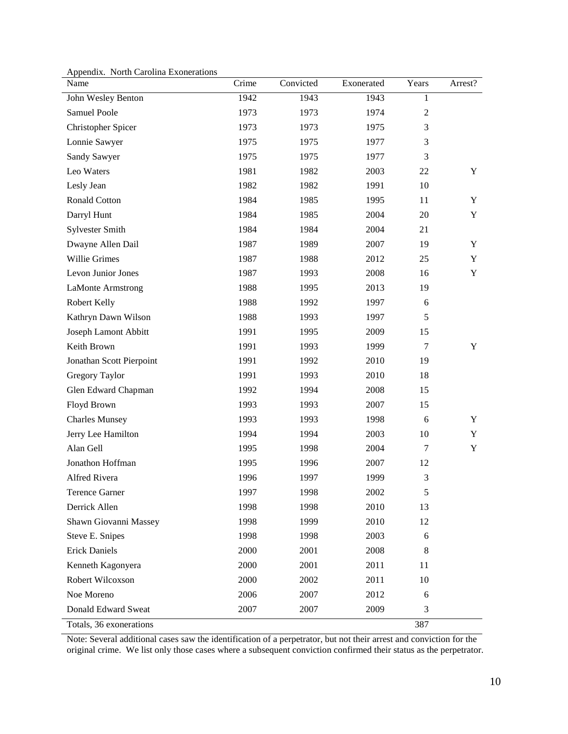Appendix. North Carolina Exonerations

| Name | Crime | Convicted | Exonerated | Years | Arrest? |
|---|---|---|---|---|---|
| John Wesley Benton | 1942 | 1943 | 1943 | 1 | |
| Samuel Poole | 1973 | 1973 | 1974 | 2 | |
| Christopher Spicer | 1973 | 1973 | 1975 | 3 | |
| Lonnie Sawyer | 1975 | 1975 | 1977 | 3 | |
| Sandy Sawyer | 1975 | 1975 | 1977 | 3 | |
| Leo Waters | 1981 | 1982 | 2003 | 22 | Y |
| Lesly Jean | 1982 | 1982 | 1991 | 10 | |
| Ronald Cotton | 1984 | 1985 | 1995 | 11 | Y |
| Darryl Hunt | 1984 | 1985 | 2004 | 20 | Y |
| Sylvester Smith | 1984 | 1984 | 2004 | 21 | |
| Dwayne Allen Dail | 1987 | 1989 | 2007 | 19 | Y |
| Willie Grimes | 1987 | 1988 | 2012 | 25 | Y |
| Levon Junior Jones | 1987 | 1993 | 2008 | 16 | Y |
| LaMonte Armstrong | 1988 | 1995 | 2013 | 19 | |
| Robert Kelly | 1988 | 1992 | 1997 | 6 | |
| Kathryn Dawn Wilson | 1988 | 1993 | 1997 | 5 | |
| Joseph Lamont Abbitt | 1991 | 1995 | 2009 | 15 | |
| Keith Brown | 1991 | 1993 | 1999 | 7 | Y |
| Jonathan Scott Pierpoint | 1991 | 1992 | 2010 | 19 | |
| Gregory Taylor | 1991 | 1993 | 2010 | 18 | |
| Glen Edward Chapman | 1992 | 1994 | 2008 | 15 | |
| Floyd Brown | 1993 | 1993 | 2007 | 15 | |
| Charles Munsey | 1993 | 1993 | 1998 | 6 | Y |
| Jerry Lee Hamilton | 1994 | 1994 | 2003 | 10 | Y |
| Alan Gell | 1995 | 1998 | 2004 | 7 | Y |
| Jonathon Hoffman | 1995 | 1996 | 2007 | 12 | |
| Alfred Rivera | 1996 | 1997 | 1999 | 3 | |
| Terence Garner | 1997 | 1998 | 2002 | 5 | |
| Derrick Allen | 1998 | 1998 | 2010 | 13 | |
| Shawn Giovanni Massey | 1998 | 1999 | 2010 | 12 | |
| Steve E. Snipes | 1998 | 1998 | 2003 | 6 | |
| Erick Daniels | 2000 | 2001 | 2008 | 8 | |
| Kenneth Kagonyera | 2000 | 2001 | 2011 | 11 | |
| Robert Wilcoxson | 2000 | 2002 | 2011 | 10 | |
| Noe Moreno | 2006 | 2007 | 2012 | 6 | |
| Donald Edward Sweat | 2007 | 2007 | 2009 | 3 | |
| Totals, 36 exonerations | | | | 387 | |

Note: Several additional cases saw the identification of a perpetrator, but not their arrest and conviction for the original crime. We list only those cases where a subsequent conviction confirmed their status as the perpetrator.